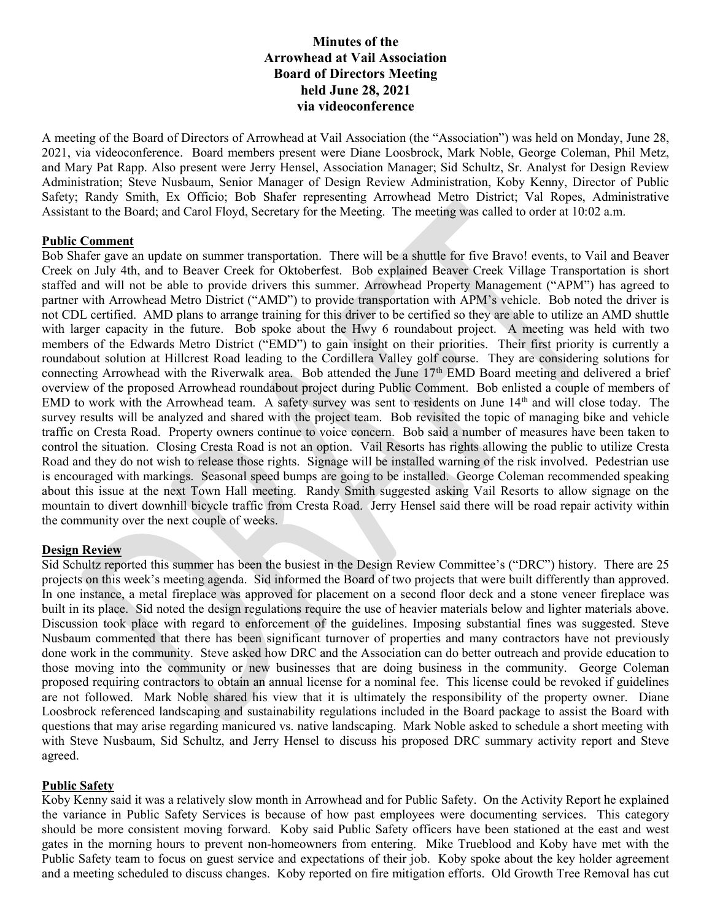**Minutes of the**
**Arrowhead at Vail Association**
**Board of Directors Meeting**
**held June 28, 2021**
**via videoconference**

A meeting of the Board of Directors of Arrowhead at Vail Association (the "Association") was held on Monday, June 28, 2021, via videoconference. Board members present were Diane Loosbrock, Mark Noble, George Coleman, Phil Metz, and Mary Pat Rapp. Also present were Jerry Hensel, Association Manager; Sid Schultz, Sr. Analyst for Design Review Administration; Steve Nusbaum, Senior Manager of Design Review Administration, Koby Kenny, Director of Public Safety; Randy Smith, Ex Officio; Bob Shafer representing Arrowhead Metro District; Val Ropes, Administrative Assistant to the Board; and Carol Floyd, Secretary for the Meeting. The meeting was called to order at 10:02 a.m.

**Public Comment**

Bob Shafer gave an update on summer transportation. There will be a shuttle for five Bravo! events, to Vail and Beaver Creek on July 4th, and to Beaver Creek for Oktoberfest. Bob explained Beaver Creek Village Transportation is short staffed and will not be able to provide drivers this summer. Arrowhead Property Management ("APM") has agreed to partner with Arrowhead Metro District ("AMD") to provide transportation with APM's vehicle. Bob noted the driver is not CDL certified. AMD plans to arrange training for this driver to be certified so they are able to utilize an AMD shuttle with larger capacity in the future. Bob spoke about the Hwy 6 roundabout project. A meeting was held with two members of the Edwards Metro District ("EMD") to gain insight on their priorities. Their first priority is currently a roundabout solution at Hillcrest Road leading to the Cordillera Valley golf course. They are considering solutions for connecting Arrowhead with the Riverwalk area. Bob attended the June 17th EMD Board meeting and delivered a brief overview of the proposed Arrowhead roundabout project during Public Comment. Bob enlisted a couple of members of EMD to work with the Arrowhead team. A safety survey was sent to residents on June 14th and will close today. The survey results will be analyzed and shared with the project team. Bob revisited the topic of managing bike and vehicle traffic on Cresta Road. Property owners continue to voice concern. Bob said a number of measures have been taken to control the situation. Closing Cresta Road is not an option. Vail Resorts has rights allowing the public to utilize Cresta Road and they do not wish to release those rights. Signage will be installed warning of the risk involved. Pedestrian use is encouraged with markings. Seasonal speed bumps are going to be installed. George Coleman recommended speaking about this issue at the next Town Hall meeting. Randy Smith suggested asking Vail Resorts to allow signage on the mountain to divert downhill bicycle traffic from Cresta Road. Jerry Hensel said there will be road repair activity within the community over the next couple of weeks.

**Design Review**

Sid Schultz reported this summer has been the busiest in the Design Review Committee's ("DRC") history. There are 25 projects on this week's meeting agenda. Sid informed the Board of two projects that were built differently than approved. In one instance, a metal fireplace was approved for placement on a second floor deck and a stone veneer fireplace was built in its place. Sid noted the design regulations require the use of heavier materials below and lighter materials above. Discussion took place with regard to enforcement of the guidelines. Imposing substantial fines was suggested. Steve Nusbaum commented that there has been significant turnover of properties and many contractors have not previously done work in the community. Steve asked how DRC and the Association can do better outreach and provide education to those moving into the community or new businesses that are doing business in the community. George Coleman proposed requiring contractors to obtain an annual license for a nominal fee. This license could be revoked if guidelines are not followed. Mark Noble shared his view that it is ultimately the responsibility of the property owner. Diane Loosbrock referenced landscaping and sustainability regulations included in the Board package to assist the Board with questions that may arise regarding manicured vs. native landscaping. Mark Noble asked to schedule a short meeting with with Steve Nusbaum, Sid Schultz, and Jerry Hensel to discuss his proposed DRC summary activity report and Steve agreed.

**Public Safety**

Koby Kenny said it was a relatively slow month in Arrowhead and for Public Safety. On the Activity Report he explained the variance in Public Safety Services is because of how past employees were documenting services. This category should be more consistent moving forward. Koby said Public Safety officers have been stationed at the east and west gates in the morning hours to prevent non-homeowners from entering. Mike Trueblood and Koby have met with the Public Safety team to focus on guest service and expectations of their job. Koby spoke about the key holder agreement and a meeting scheduled to discuss changes. Koby reported on fire mitigation efforts. Old Growth Tree Removal has cut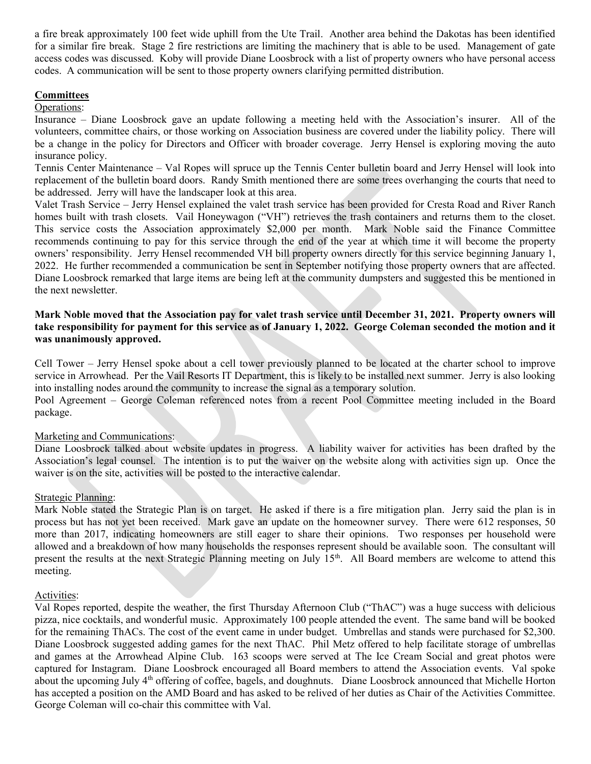a fire break approximately 100 feet wide uphill from the Ute Trail. Another area behind the Dakotas has been identified for a similar fire break. Stage 2 fire restrictions are limiting the machinery that is able to be used. Management of gate access codes was discussed. Koby will provide Diane Loosbrock with a list of property owners who have personal access codes. A communication will be sent to those property owners clarifying permitted distribution.

## Committees

Operations:

Insurance – Diane Loosbrock gave an update following a meeting held with the Association's insurer. All of the volunteers, committee chairs, or those working on Association business are covered under the liability policy. There will be a change in the policy for Directors and Officer with broader coverage. Jerry Hensel is exploring moving the auto insurance policy.

Tennis Center Maintenance – Val Ropes will spruce up the Tennis Center bulletin board and Jerry Hensel will look into replacement of the bulletin board doors. Randy Smith mentioned there are some trees overhanging the courts that need to be addressed. Jerry will have the landscaper look at this area.

Valet Trash Service – Jerry Hensel explained the valet trash service has been provided for Cresta Road and River Ranch homes built with trash closets. Vail Honeywagon ("VH") retrieves the trash containers and returns them to the closet. This service costs the Association approximately $2,000 per month. Mark Noble said the Finance Committee recommends continuing to pay for this service through the end of the year at which time it will become the property owners' responsibility. Jerry Hensel recommended VH bill property owners directly for this service beginning January 1, 2022. He further recommended a communication be sent in September notifying those property owners that are affected. Diane Loosbrock remarked that large items are being left at the community dumpsters and suggested this be mentioned in the next newsletter.

**Mark Noble moved that the Association pay for valet trash service until December 31, 2021. Property owners will take responsibility for payment for this service as of January 1, 2022. George Coleman seconded the motion and it was unanimously approved.**

Cell Tower – Jerry Hensel spoke about a cell tower previously planned to be located at the charter school to improve service in Arrowhead. Per the Vail Resorts IT Department, this is likely to be installed next summer. Jerry is also looking into installing nodes around the community to increase the signal as a temporary solution.

Pool Agreement – George Coleman referenced notes from a recent Pool Committee meeting included in the Board package.

Marketing and Communications:

Diane Loosbrock talked about website updates in progress. A liability waiver for activities has been drafted by the Association's legal counsel. The intention is to put the waiver on the website along with activities sign up. Once the waiver is on the site, activities will be posted to the interactive calendar.

Strategic Planning:

Mark Noble stated the Strategic Plan is on target. He asked if there is a fire mitigation plan. Jerry said the plan is in process but has not yet been received. Mark gave an update on the homeowner survey. There were 612 responses, 50 more than 2017, indicating homeowners are still eager to share their opinions. Two responses per household were allowed and a breakdown of how many households the responses represent should be available soon. The consultant will present the results at the next Strategic Planning meeting on July 15th. All Board members are welcome to attend this meeting.

Activities:

Val Ropes reported, despite the weather, the first Thursday Afternoon Club ("ThAC") was a huge success with delicious pizza, nice cocktails, and wonderful music. Approximately 100 people attended the event. The same band will be booked for the remaining ThACs. The cost of the event came in under budget. Umbrellas and stands were purchased for $2,300. Diane Loosbrock suggested adding games for the next ThAC. Phil Metz offered to help facilitate storage of umbrellas and games at the Arrowhead Alpine Club. 163 scoops were served at The Ice Cream Social and great photos were captured for Instagram. Diane Loosbrock encouraged all Board members to attend the Association events. Val spoke about the upcoming July 4th offering of coffee, bagels, and doughnuts. Diane Loosbrock announced that Michelle Horton has accepted a position on the AMD Board and has asked to be relived of her duties as Chair of the Activities Committee. George Coleman will co-chair this committee with Val.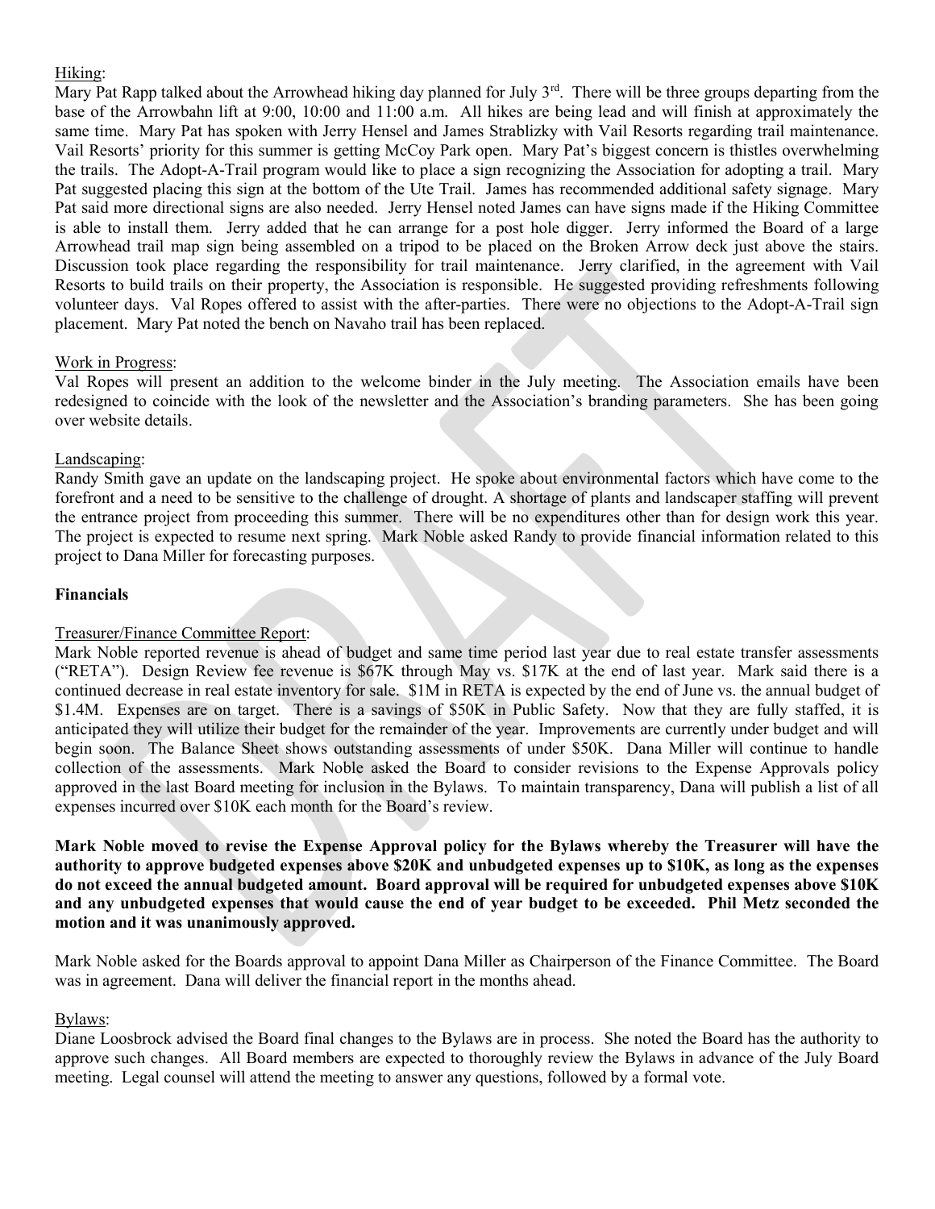Hiking:

Mary Pat Rapp talked about the Arrowhead hiking day planned for July 3rd. There will be three groups departing from the base of the Arrowbahn lift at 9:00, 10:00 and 11:00 a.m. All hikes are being lead and will finish at approximately the same time. Mary Pat has spoken with Jerry Hensel and James Strablizky with Vail Resorts regarding trail maintenance. Vail Resorts' priority for this summer is getting McCoy Park open. Mary Pat's biggest concern is thistles overwhelming the trails. The Adopt-A-Trail program would like to place a sign recognizing the Association for adopting a trail. Mary Pat suggested placing this sign at the bottom of the Ute Trail. James has recommended additional safety signage. Mary Pat said more directional signs are also needed. Jerry Hensel noted James can have signs made if the Hiking Committee is able to install them. Jerry added that he can arrange for a post hole digger. Jerry informed the Board of a large Arrowhead trail map sign being assembled on a tripod to be placed on the Broken Arrow deck just above the stairs. Discussion took place regarding the responsibility for trail maintenance. Jerry clarified, in the agreement with Vail Resorts to build trails on their property, the Association is responsible. He suggested providing refreshments following volunteer days. Val Ropes offered to assist with the after-parties. There were no objections to the Adopt-A-Trail sign placement. Mary Pat noted the bench on Navaho trail has been replaced.

Work in Progress:

Val Ropes will present an addition to the welcome binder in the July meeting. The Association emails have been redesigned to coincide with the look of the newsletter and the Association's branding parameters. She has been going over website details.

Landscaping:

Randy Smith gave an update on the landscaping project. He spoke about environmental factors which have come to the forefront and a need to be sensitive to the challenge of drought. A shortage of plants and landscaper staffing will prevent the entrance project from proceeding this summer. There will be no expenditures other than for design work this year. The project is expected to resume next spring. Mark Noble asked Randy to provide financial information related to this project to Dana Miller for forecasting purposes.

**Financials**

Treasurer/Finance Committee Report:

Mark Noble reported revenue is ahead of budget and same time period last year due to real estate transfer assessments ("RETA"). Design Review fee revenue is $67K through May vs. $17K at the end of last year. Mark said there is a continued decrease in real estate inventory for sale. $1M in RETA is expected by the end of June vs. the annual budget of $1.4M. Expenses are on target. There is a savings of $50K in Public Safety. Now that they are fully staffed, it is anticipated they will utilize their budget for the remainder of the year. Improvements are currently under budget and will begin soon. The Balance Sheet shows outstanding assessments of under $50K. Dana Miller will continue to handle collection of the assessments. Mark Noble asked the Board to consider revisions to the Expense Approvals policy approved in the last Board meeting for inclusion in the Bylaws. To maintain transparency, Dana will publish a list of all expenses incurred over $10K each month for the Board's review.

**Mark Noble moved to revise the Expense Approval policy for the Bylaws whereby the Treasurer will have the authority to approve budgeted expenses above $20K and unbudgeted expenses up to $10K, as long as the expenses do not exceed the annual budgeted amount. Board approval will be required for unbudgeted expenses above $10K and any unbudgeted expenses that would cause the end of year budget to be exceeded. Phil Metz seconded the motion and it was unanimously approved.**

Mark Noble asked for the Boards approval to appoint Dana Miller as Chairperson of the Finance Committee. The Board was in agreement. Dana will deliver the financial report in the months ahead.

Bylaws:

Diane Loosbrock advised the Board final changes to the Bylaws are in process. She noted the Board has the authority to approve such changes. All Board members are expected to thoroughly review the Bylaws in advance of the July Board meeting. Legal counsel will attend the meeting to answer any questions, followed by a formal vote.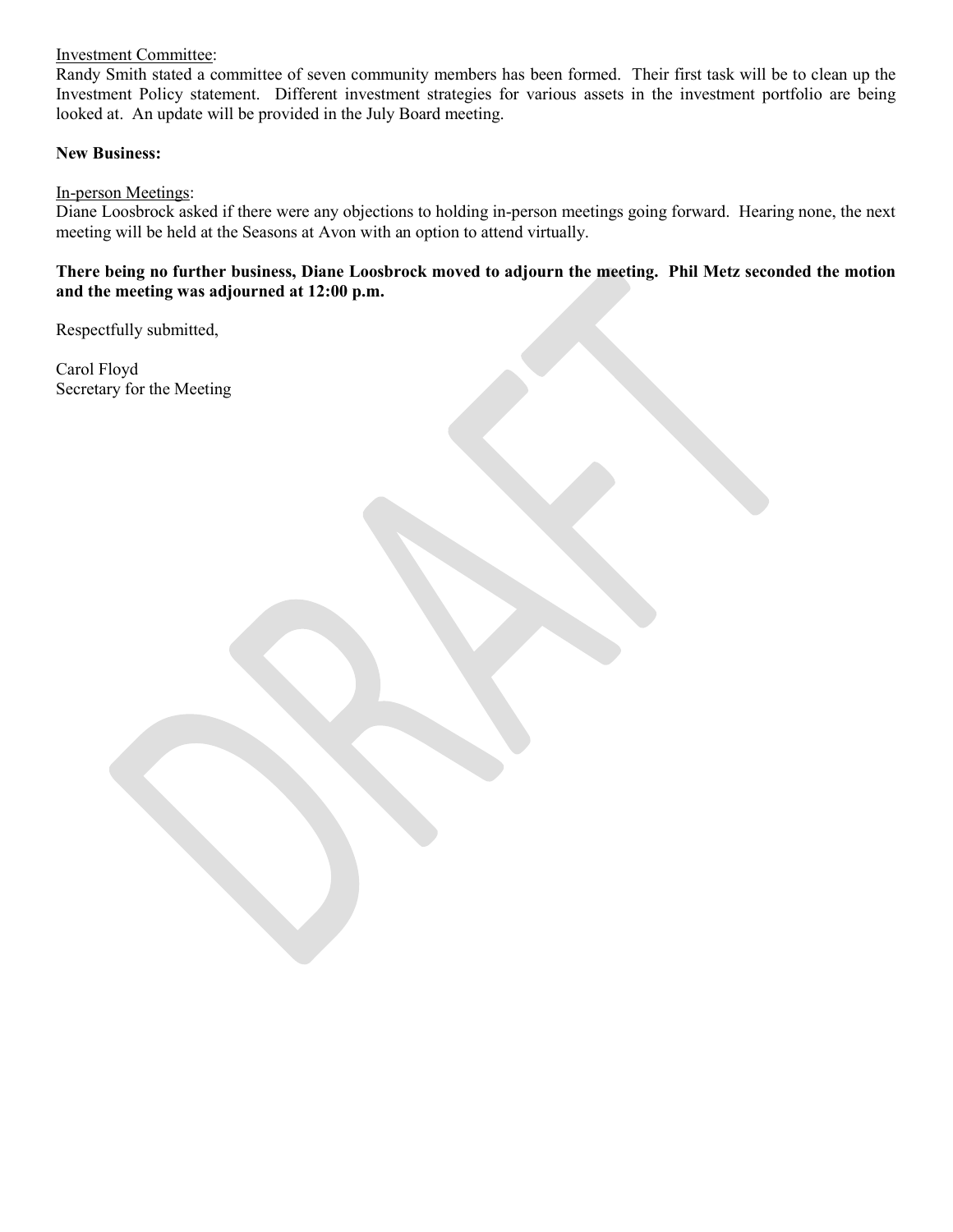Investment Committee:

Randy Smith stated a committee of seven community members has been formed. Their first task will be to clean up the Investment Policy statement. Different investment strategies for various assets in the investment portfolio are being looked at. An update will be provided in the July Board meeting.

**New Business:**

In-person Meetings:

Diane Loosbrock asked if there were any objections to holding in-person meetings going forward. Hearing none, the next meeting will be held at the Seasons at Avon with an option to attend virtually.

**There being no further business, Diane Loosbrock moved to adjourn the meeting. Phil Metz seconded the motion and the meeting was adjourned at 12:00 p.m.**

Respectfully submitted,

Carol Floyd
Secretary for the Meeting